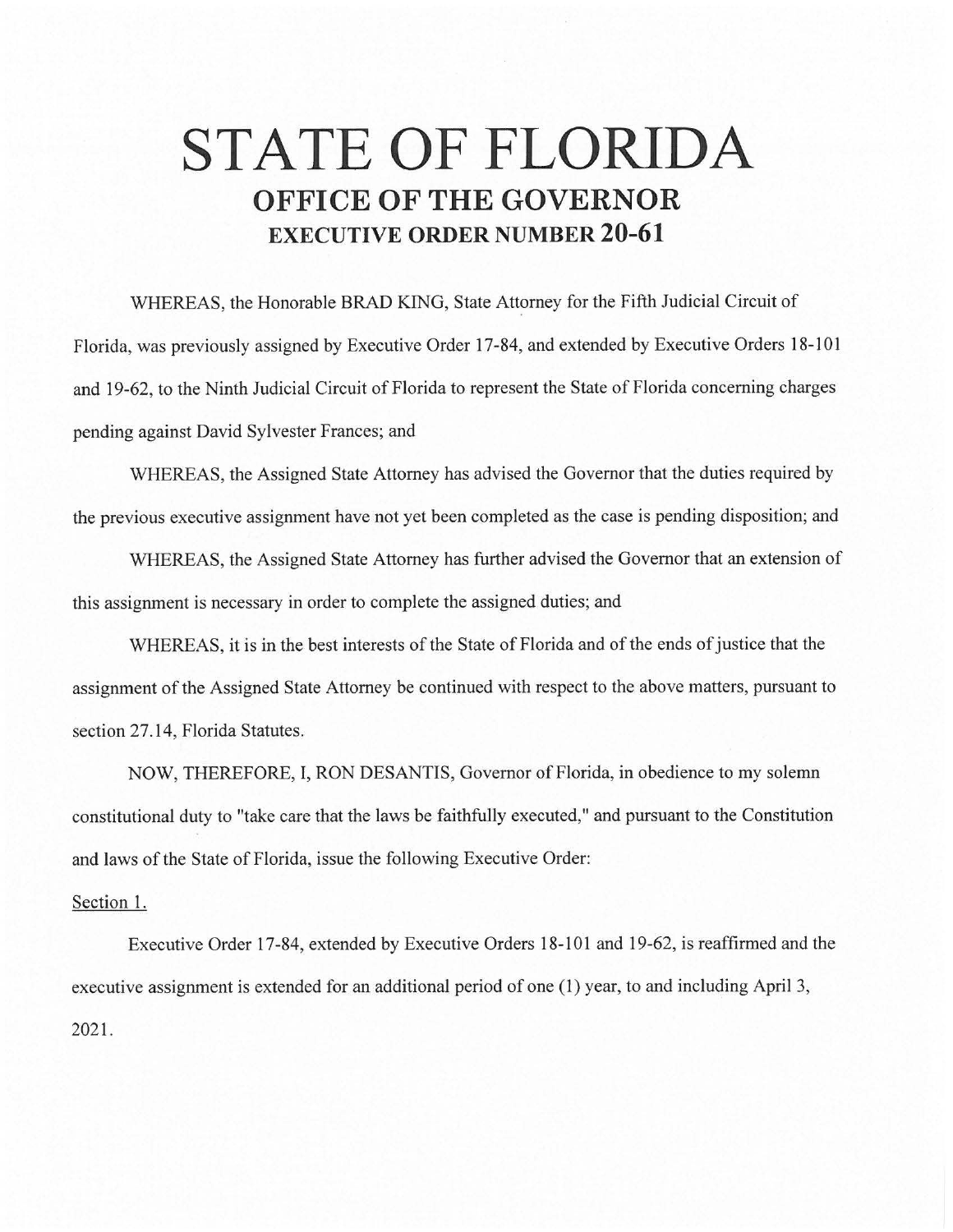# STATE OF FLORIDA

## OFFICE OF THE GOVERNOR

### EXECUTIVE ORDER NUMBER 20-61

WHEREAS, the Honorable BRAD KING, State Attorney for the Fifth Judicial Circuit of Florida, was previously assigned by Executive Order 17-84, and extended by Executive Orders 18-101 and 19-62, to the Ninth Judicial Circuit of Florida to represent the State of Florida concerning charges pending against David Sylvester Frances; and

WHEREAS, the Assigned State Attorney has advised the Governor that the duties required by the previous executive assignment have not yet been completed as the case is pending disposition; and

WHEREAS, the Assigned State Attorney has further advised the Governor that an extension of this assignment is necessary in order to complete the assigned duties; and

WHEREAS, it is in the best interests of the State of Florida and of the ends of justice that the assignment of the Assigned State Attorney be continued with respect to the above matters, pursuant to section 27.14, Florida Statutes.

NOW, THEREFORE, I, RON DESANTIS, Governor of Florida, in obedience to my solemn constitutional duty to "take care that the laws be faithfully executed," and pursuant to the Constitution and laws of the State of Florida, issue the following Executive Order:

Section 1.

Executive Order 17-84, extended by Executive Orders 18-101 and 19-62, is reaffirmed and the executive assignment is extended for an additional period of one (1) year, to and including April 3, 2021.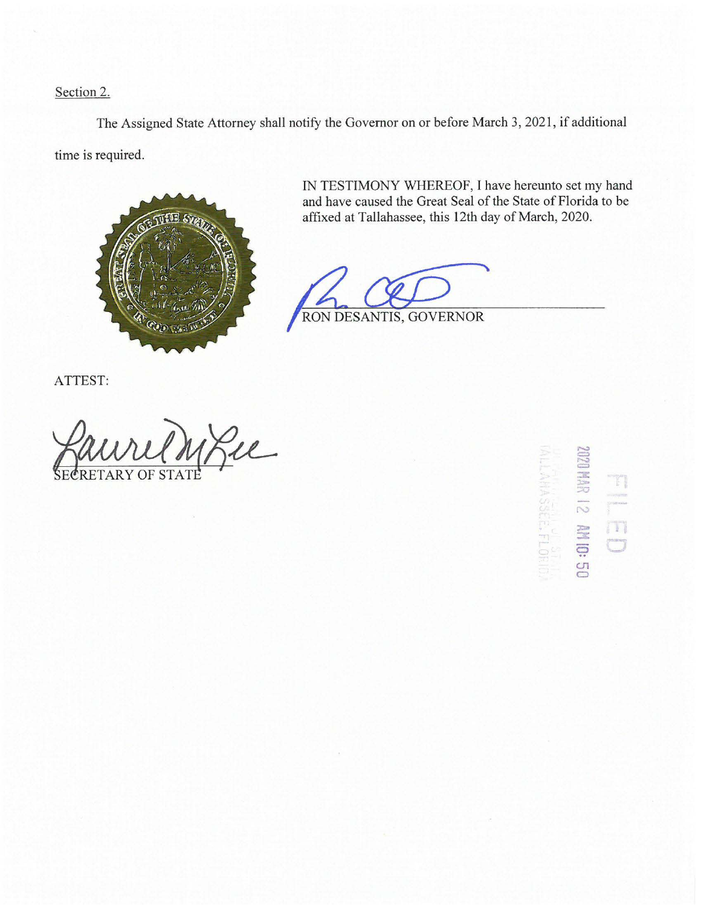Section 2.

The Assigned State Attorney shall notify the Governor on or before March 3, 2021, if additional time is required.

IN TESTIMONY WHEREOF, I have hereunto set my hand and have caused the Great Seal of the State of Florida to be affixed at Tallahassee, this 12th day of March, 2020.

RON DESANTIS, GOVERNOR

ATTEST:

SECRETARY OF STATE

FILED
2020 MAR 12 AM 10:50
DEPARTMENT OF STATE
TALLAHASSEE, FLORIDA